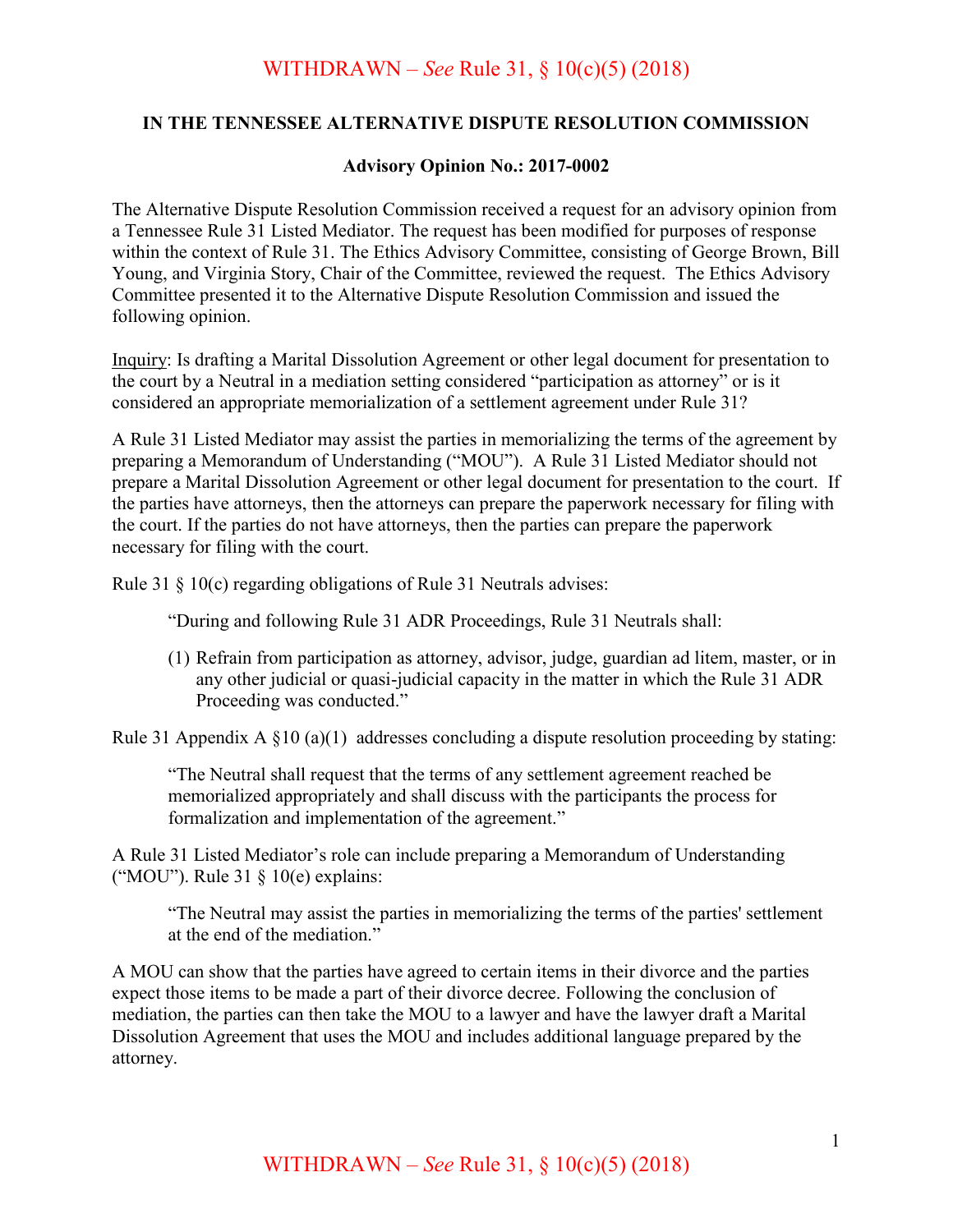WITHDRAWN – *See* Rule 31, § 10(c)(5) (2018)

**IN THE TENNESSEE ALTERNATIVE DISPUTE RESOLUTION COMMISSION**

**Advisory Opinion No.: 2017-0002**

The Alternative Dispute Resolution Commission received a request for an advisory opinion from a Tennessee Rule 31 Listed Mediator. The request has been modified for purposes of response within the context of Rule 31. The Ethics Advisory Committee, consisting of George Brown, Bill Young, and Virginia Story, Chair of the Committee, reviewed the request. The Ethics Advisory Committee presented it to the Alternative Dispute Resolution Commission and issued the following opinion.

Inquiry: Is drafting a Marital Dissolution Agreement or other legal document for presentation to the court by a Neutral in a mediation setting considered "participation as attorney" or is it considered an appropriate memorialization of a settlement agreement under Rule 31?

A Rule 31 Listed Mediator may assist the parties in memorializing the terms of the agreement by preparing a Memorandum of Understanding ("MOU"). A Rule 31 Listed Mediator should not prepare a Marital Dissolution Agreement or other legal document for presentation to the court. If the parties have attorneys, then the attorneys can prepare the paperwork necessary for filing with the court. If the parties do not have attorneys, then the parties can prepare the paperwork necessary for filing with the court.

Rule 31 § 10(c) regarding obligations of Rule 31 Neutrals advises:

> "During and following Rule 31 ADR Proceedings, Rule 31 Neutrals shall:
>
> (1) Refrain from participation as attorney, advisor, judge, guardian ad litem, master, or in any other judicial or quasi-judicial capacity in the matter in which the Rule 31 ADR Proceeding was conducted."

Rule 31 Appendix A §10 (a)(1) addresses concluding a dispute resolution proceeding by stating:

> "The Neutral shall request that the terms of any settlement agreement reached be memorialized appropriately and shall discuss with the participants the process for formalization and implementation of the agreement."

A Rule 31 Listed Mediator's role can include preparing a Memorandum of Understanding ("MOU"). Rule 31 § 10(e) explains:

> "The Neutral may assist the parties in memorializing the terms of the parties' settlement at the end of the mediation."

A MOU can show that the parties have agreed to certain items in their divorce and the parties expect those items to be made a part of their divorce decree. Following the conclusion of mediation, the parties can then take the MOU to a lawyer and have the lawyer draft a Marital Dissolution Agreement that uses the MOU and includes additional language prepared by the attorney.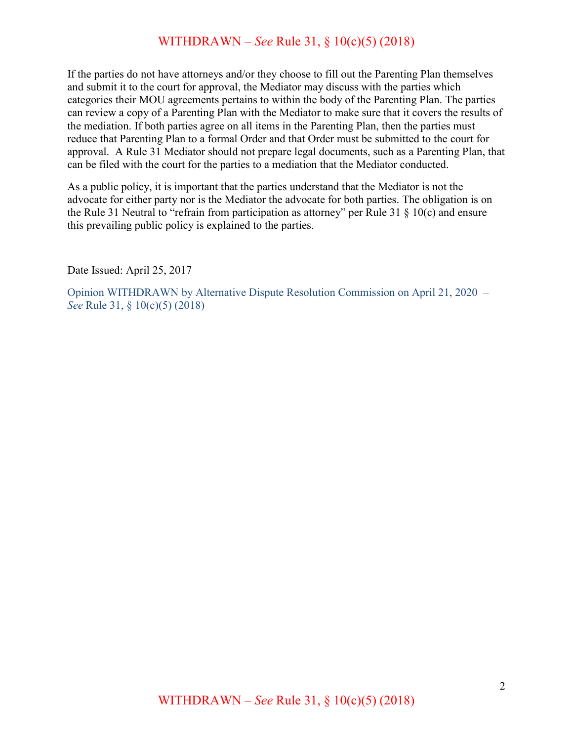If the parties do not have attorneys and/or they choose to fill out the Parenting Plan themselves and submit it to the court for approval, the Mediator may discuss with the parties which categories their MOU agreements pertains to within the body of the Parenting Plan. The parties can review a copy of a Parenting Plan with the Mediator to make sure that it covers the results of the mediation. If both parties agree on all items in the Parenting Plan, then the parties must reduce that Parenting Plan to a formal Order and that Order must be submitted to the court for approval. A Rule 31 Mediator should not prepare legal documents, such as a Parenting Plan, that can be filed with the court for the parties to a mediation that the Mediator conducted.

As a public policy, it is important that the parties understand that the Mediator is not the advocate for either party nor is the Mediator the advocate for both parties. The obligation is on the Rule 31 Neutral to "refrain from participation as attorney" per Rule 31 § 10(c) and ensure this prevailing public policy is explained to the parties.

Date Issued: April 25, 2017

Opinion WITHDRAWN by Alternative Dispute Resolution Commission on April 21, 2020 – *See* Rule 31, § 10(c)(5) (2018)